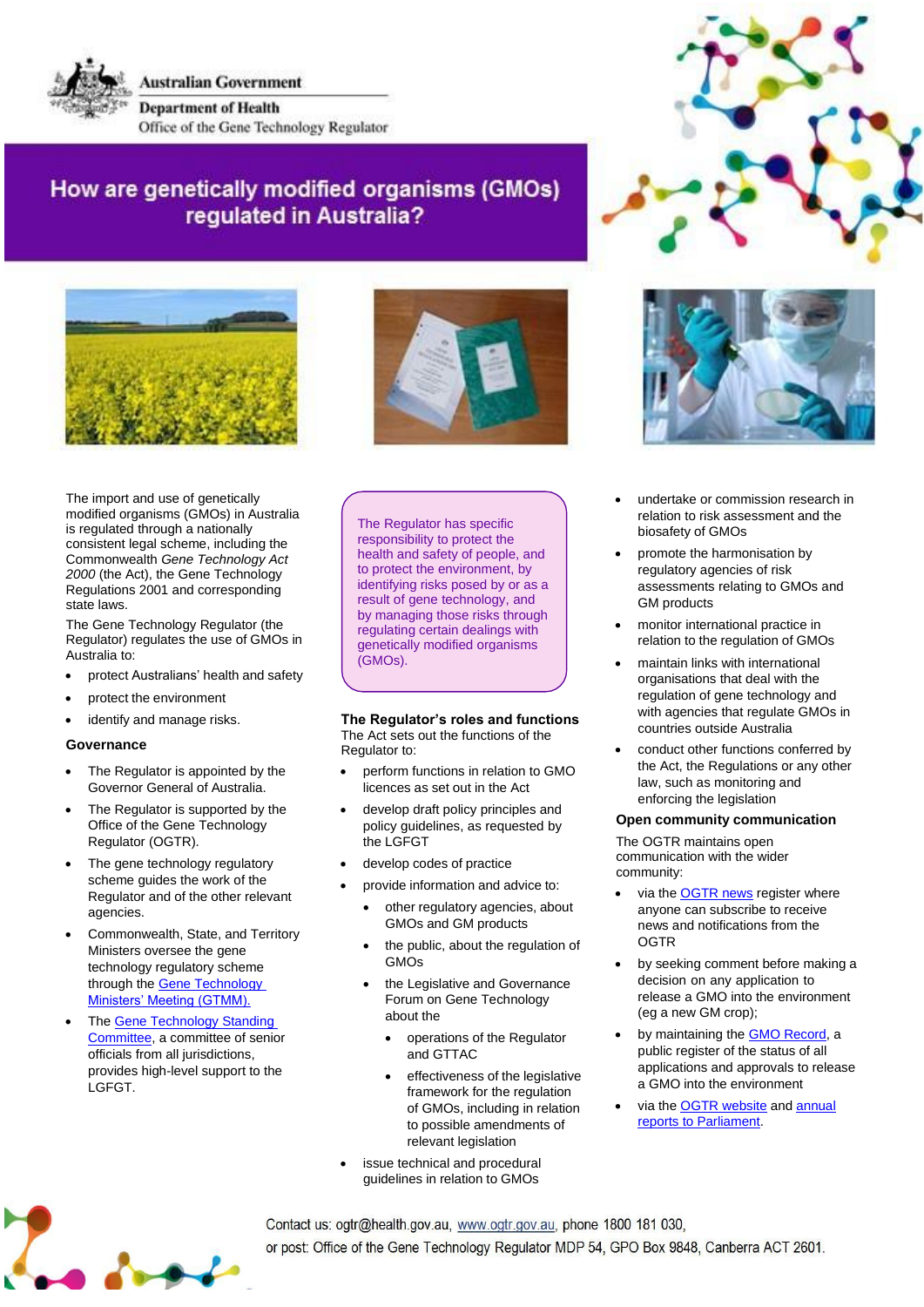Australian Government

Department of Health

Office of the Gene Technology Regulator

# How are genetically modified organisms (GMOs) regulated in Australia?

The import and use of genetically modified organisms (GMOs) in Australia is regulated through a nationally consistent legal scheme, including the Commonwealth *Gene Technology Act 2000* (the Act), the Gene Technology Regulations 2001 and corresponding state laws.

The Gene Technology Regulator (the Regulator) regulates the use of GMOs in Australia to:

- protect Australians' health and safety
- protect the environment
- identify and manage risks.

## Governance

- The Regulator is appointed by the Governor General of Australia.
- The Regulator is supported by the Office of the Gene Technology Regulator (OGTR).
- The gene technology regulatory scheme guides the work of the Regulator and of the other relevant agencies.
- Commonwealth, State, and Territory Ministers oversee the gene technology regulatory scheme through the Gene Technology Ministers' Meeting (GTMM).
- The Gene Technology Standing Committee, a committee of senior officials from all jurisdictions, provides high-level support to the LGFGT.

The Regulator has specific responsibility to protect the health and safety of people, and to protect the environment, by identifying risks posed by or as a result of gene technology, and by managing those risks through regulating certain dealings with genetically modified organisms (GMOs).

## The Regulator's roles and functions

The Act sets out the functions of the Regulator to:

- perform functions in relation to GMO licences as set out in the Act
- develop draft policy principles and policy guidelines, as requested by the LGFGT
- develop codes of practice
- provide information and advice to:
  - other regulatory agencies, about GMOs and GM products
  - the public, about the regulation of GMOs
  - the Legislative and Governance Forum on Gene Technology about the
    - operations of the Regulator and GTTAC
    - effectiveness of the legislative framework for the regulation of GMOs, including in relation to possible amendments of relevant legislation
- issue technical and procedural guidelines in relation to GMOs
- undertake or commission research in relation to risk assessment and the biosafety of GMOs
- promote the harmonisation by regulatory agencies of risk assessments relating to GMOs and GM products
- monitor international practice in relation to the regulation of GMOs
- maintain links with international organisations that deal with the regulation of gene technology and with agencies that regulate GMOs in countries outside Australia
- conduct other functions conferred by the Act, the Regulations or any other law, such as monitoring and enforcing the legislation

## Open community communication

The OGTR maintains open communication with the wider community:

- via the OGTR news register where anyone can subscribe to receive news and notifications from the OGTR
- by seeking comment before making a decision on any application to release a GMO into the environment (eg a new GM crop);
- by maintaining the GMO Record, a public register of the status of all applications and approvals to release a GMO into the environment
- via the OGTR website and annual reports to Parliament.

Contact us: ogtr@health.gov.au, www.ogtr.gov.au, phone 1800 181 030,

or post: Office of the Gene Technology Regulator MDP 54, GPO Box 9848, Canberra ACT 2601.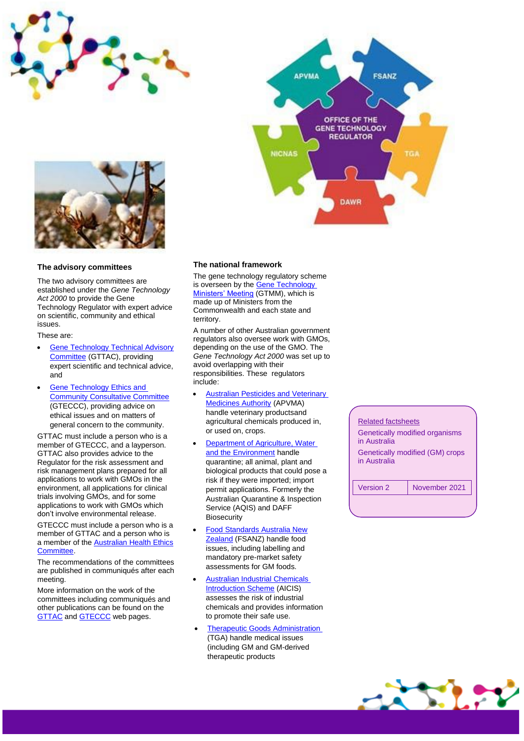## The advisory committees

The two advisory committees are established under the *Gene Technology Act 2000* to provide the Gene Technology Regulator with expert advice on scientific, community and ethical issues.

These are:

- Gene Technology Technical Advisory Committee (GTTAC), providing expert scientific and technical advice, and
- Gene Technology Ethics and Community Consultative Committee (GTECCC), providing advice on ethical issues and on matters of general concern to the community.

GTTAC must include a person who is a member of GTECCC, and a layperson. GTTAC also provides advice to the Regulator for the risk assessment and risk management plans prepared for all applications to work with GMOs in the environment, all applications for clinical trials involving GMOs, and for some applications to work with GMOs which don't involve environmental release.

GTECCC must include a person who is a member of GTTAC and a person who is a member of the Australian Health Ethics Committee.

The recommendations of the committees are published in communiqués after each meeting.

More information on the work of the committees including communiqués and other publications can be found on the GTTAC and GTECCC web pages.

## The national framework

The gene technology regulatory scheme is overseen by the Gene Technology Ministers' Meeting (GTMM), which is made up of Ministers from the Commonwealth and each state and territory.

A number of other Australian government regulators also oversee work with GMOs, depending on the use of the GMO. The *Gene Technology Act 2000* was set up to avoid overlapping with their responsibilities. These regulators include:

- Australian Pesticides and Veterinary Medicines Authority (APVMA) handle veterinary productsand agricultural chemicals produced in, or used on, crops.
- Department of Agriculture, Water and the Environment handle quarantine; all animal, plant and biological products that could pose a risk if they were imported; import permit applications. Formerly the Australian Quarantine & Inspection Service (AQIS) and DAFF Biosecurity
- Food Standards Australia New Zealand (FSANZ) handle food issues, including labelling and mandatory pre-market safety assessments for GM foods.
- Australian Industrial Chemicals Introduction Scheme (AICIS) assesses the risk of industrial chemicals and provides information to promote their safe use.
- Therapeutic Goods Administration (TGA) handle medical issues (including GM and GM-derived therapeutic products

Related factsheets

Genetically modified organisms in Australia

Genetically modified (GM) crops in Australia

| | |
|---|---|
| Version 2 | November 2021 |